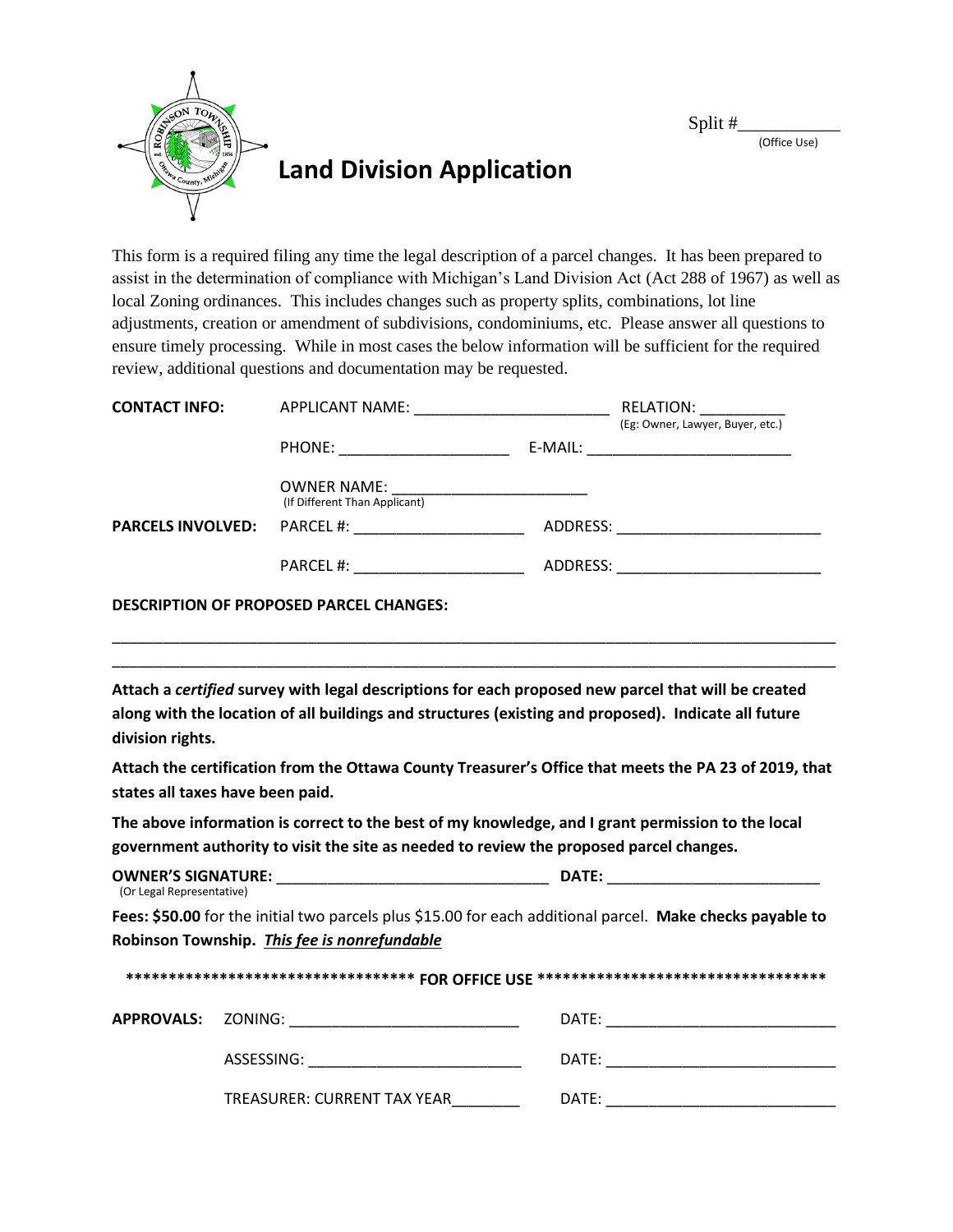Split #\_\_\_\_\_\_\_\_\_\_\_
(Office Use)

# Land Division Application

This form is a required filing any time the legal description of a parcel changes. It has been prepared to assist in the determination of compliance with Michigan's Land Division Act (Act 288 of 1967) as well as local Zoning ordinances. This includes changes such as property splits, combinations, lot line adjustments, creation or amendment of subdivisions, condominiums, etc. Please answer all questions to ensure timely processing. While in most cases the below information will be sufficient for the required review, additional questions and documentation may be requested.

**CONTACT INFO:** APPLICANT NAME: \_\_\_\_\_\_\_\_\_\_\_\_\_\_\_\_\_\_\_\_\_\_\_ RELATION: \_\_\_\_\_\_\_\_\_\_
(Eg: Owner, Lawyer, Buyer, etc.)

PHONE: \_\_\_\_\_\_\_\_\_\_\_\_\_\_\_\_\_\_\_\_ E-MAIL: \_\_\_\_\_\_\_\_\_\_\_\_\_\_\_\_\_\_\_\_\_\_\_\_

OWNER NAME: \_\_\_\_\_\_\_\_\_\_\_\_\_\_\_\_\_\_\_\_\_\_\_
(If Different Than Applicant)

**PARCELS INVOLVED:** PARCEL #: \_\_\_\_\_\_\_\_\_\_\_\_\_\_\_\_\_\_\_\_ ADDRESS: \_\_\_\_\_\_\_\_\_\_\_\_\_\_\_\_\_\_\_\_\_\_\_\_

PARCEL #: \_\_\_\_\_\_\_\_\_\_\_\_\_\_\_\_\_\_\_\_ ADDRESS: \_\_\_\_\_\_\_\_\_\_\_\_\_\_\_\_\_\_\_\_\_\_\_\_

**DESCRIPTION OF PROPOSED PARCEL CHANGES:**

\_\_\_\_\_\_\_\_\_\_\_\_\_\_\_\_\_\_\_\_\_\_\_\_\_\_\_\_\_\_\_\_\_\_\_\_\_\_\_\_\_\_\_\_\_\_\_\_\_\_\_\_\_\_\_\_\_\_\_\_\_\_\_\_\_\_\_\_\_\_\_\_\_\_\_\_\_\_\_\_\_\_

\_\_\_\_\_\_\_\_\_\_\_\_\_\_\_\_\_\_\_\_\_\_\_\_\_\_\_\_\_\_\_\_\_\_\_\_\_\_\_\_\_\_\_\_\_\_\_\_\_\_\_\_\_\_\_\_\_\_\_\_\_\_\_\_\_\_\_\_\_\_\_\_\_\_\_\_\_\_\_\_\_\_

**Attach a *certified* survey with legal descriptions for each proposed new parcel that will be created along with the location of all buildings and structures (existing and proposed). Indicate all future division rights.**

**Attach the certification from the Ottawa County Treasurer's Office that meets the PA 23 of 2019, that states all taxes have been paid.**

**The above information is correct to the best of my knowledge, and I grant permission to the local government authority to visit the site as needed to review the proposed parcel changes.**

**OWNER'S SIGNATURE:** \_\_\_\_\_\_\_\_\_\_\_\_\_\_\_\_\_\_\_\_\_\_\_\_\_\_\_\_\_\_\_\_ **DATE:** \_\_\_\_\_\_\_\_\_\_\_\_\_\_\_\_\_\_\_\_\_\_\_\_\_
(Or Legal Representative)

**Fees: $50.00** for the initial two parcels plus $15.00 for each additional parcel. **Make checks payable to Robinson Township. *This fee is nonrefundable***

**\*\*\*\*\*\*\*\*\*\*\*\*\*\*\*\*\*\*\*\*\*\*\*\*\*\*\*\*\*\*\*\*\*\* FOR OFFICE USE \*\*\*\*\*\*\*\*\*\*\*\*\*\*\*\*\*\*\*\*\*\*\*\*\*\*\*\*\*\*\*\*\*\***

**APPROVALS:** ZONING: \_\_\_\_\_\_\_\_\_\_\_\_\_\_\_\_\_\_\_\_\_\_\_\_\_\_\_ DATE: \_\_\_\_\_\_\_\_\_\_\_\_\_\_\_\_\_\_\_\_\_\_\_\_\_\_\_

ASSESSING: \_\_\_\_\_\_\_\_\_\_\_\_\_\_\_\_\_\_\_\_\_\_\_\_\_ DATE: \_\_\_\_\_\_\_\_\_\_\_\_\_\_\_\_\_\_\_\_\_\_\_\_\_\_\_

TREASURER: CURRENT TAX YEAR\_\_\_\_\_\_\_\_ DATE: \_\_\_\_\_\_\_\_\_\_\_\_\_\_\_\_\_\_\_\_\_\_\_\_\_\_\_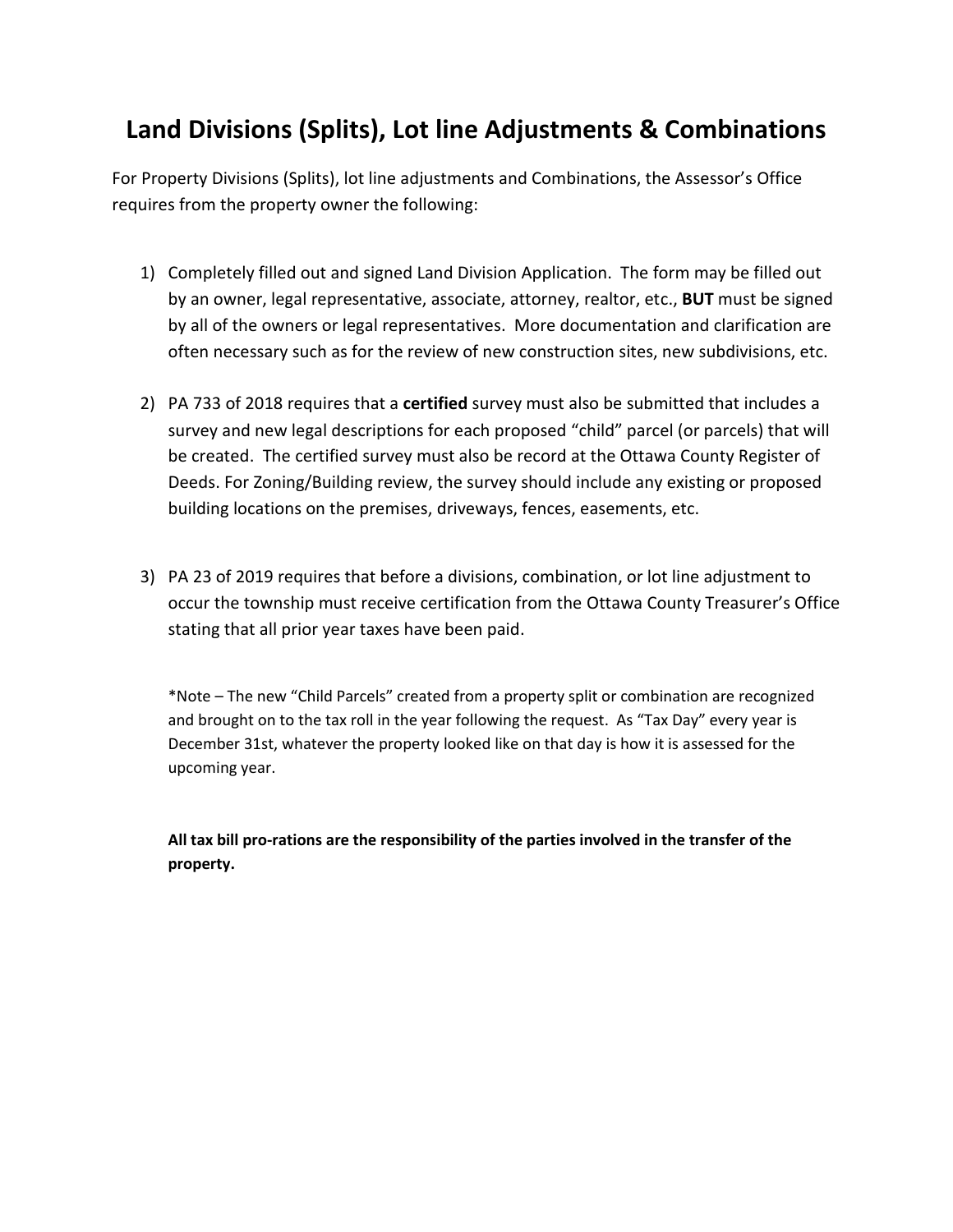# Land Divisions (Splits), Lot line Adjustments & Combinations

For Property Divisions (Splits), lot line adjustments and Combinations, the Assessor's Office requires from the property owner the following:

1) Completely filled out and signed Land Division Application. The form may be filled out by an owner, legal representative, associate, attorney, realtor, etc., **BUT** must be signed by all of the owners or legal representatives. More documentation and clarification are often necessary such as for the review of new construction sites, new subdivisions, etc.

2) PA 733 of 2018 requires that a **certified** survey must also be submitted that includes a survey and new legal descriptions for each proposed "child" parcel (or parcels) that will be created. The certified survey must also be record at the Ottawa County Register of Deeds. For Zoning/Building review, the survey should include any existing or proposed building locations on the premises, driveways, fences, easements, etc.

3) PA 23 of 2019 requires that before a divisions, combination, or lot line adjustment to occur the township must receive certification from the Ottawa County Treasurer's Office stating that all prior year taxes have been paid.

*Note – The new "Child Parcels" created from a property split or combination are recognized and brought on to the tax roll in the year following the request. As "Tax Day" every year is December 31st, whatever the property looked like on that day is how it is assessed for the upcoming year.

**All tax bill pro-rations are the responsibility of the parties involved in the transfer of the property.**